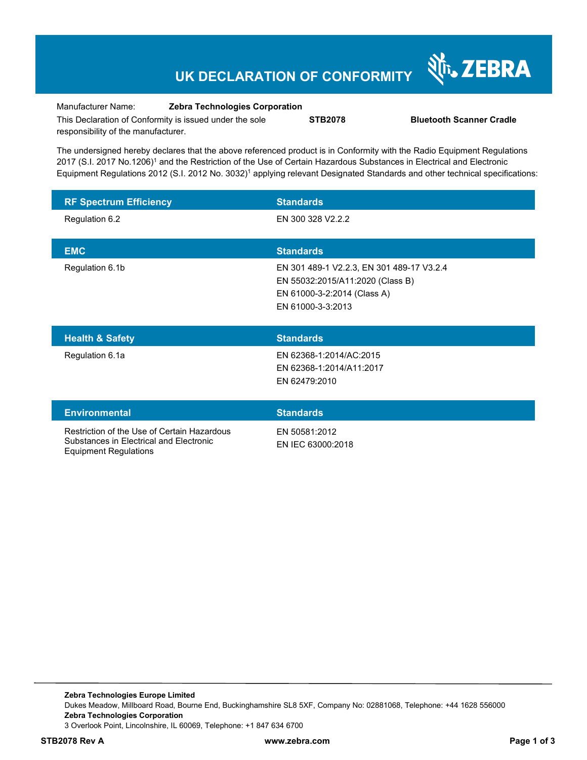# UK DECLARATION OF CONFORMITY

ZEBRA

Manufacturer Name: **Zebra Technologies Corporation**

This Declaration of Conformity is issued under the sole responsibility of the manufacturer. **STB2078** **Bluetooth Scanner Cradle**

The undersigned hereby declares that the above referenced product is in Conformity with the Radio Equipment Regulations 2017 (S.I. 2017 No.1206)[1] and the Restriction of the Use of Certain Hazardous Substances in Electrical and Electronic Equipment Regulations 2012 (S.I. 2012 No. 3032)[1] applying relevant Designated Standards and other technical specifications:

| RF Spectrum Efficiency | Standards |
|---|---|
| Regulation 6.2 | EN 300 328 V2.2.2 |

| EMC | Standards |
|---|---|
| Regulation 6.1b | EN 301 489-1 V2.2.3, EN 301 489-17 V3.2.4<br>EN 55032:2015/A11:2020 (Class B)<br>EN 61000-3-2:2014 (Class A)<br>EN 61000-3-3:2013 |

| Health & Safety | Standards |
|---|---|
| Regulation 6.1a | EN 62368-1:2014/AC:2015<br>EN 62368-1:2014/A11:2017<br>EN 62479:2010 |

| Environmental | Standards |
|---|---|
| Restriction of the Use of Certain Hazardous Substances in Electrical and Electronic Equipment Regulations | EN 50581:2012<br>EN IEC 63000:2018 |

**Zebra Technologies Europe Limited**
Dukes Meadow, Millboard Road, Bourne End, Buckinghamshire SL8 5XF, Company No: 02881068, Telephone: +44 1628 556000
**Zebra Technologies Corporation**
3 Overlook Point, Lincolnshire, IL 60069, Telephone: +1 847 634 6700

**STB2078 Rev A** **www.zebra.com**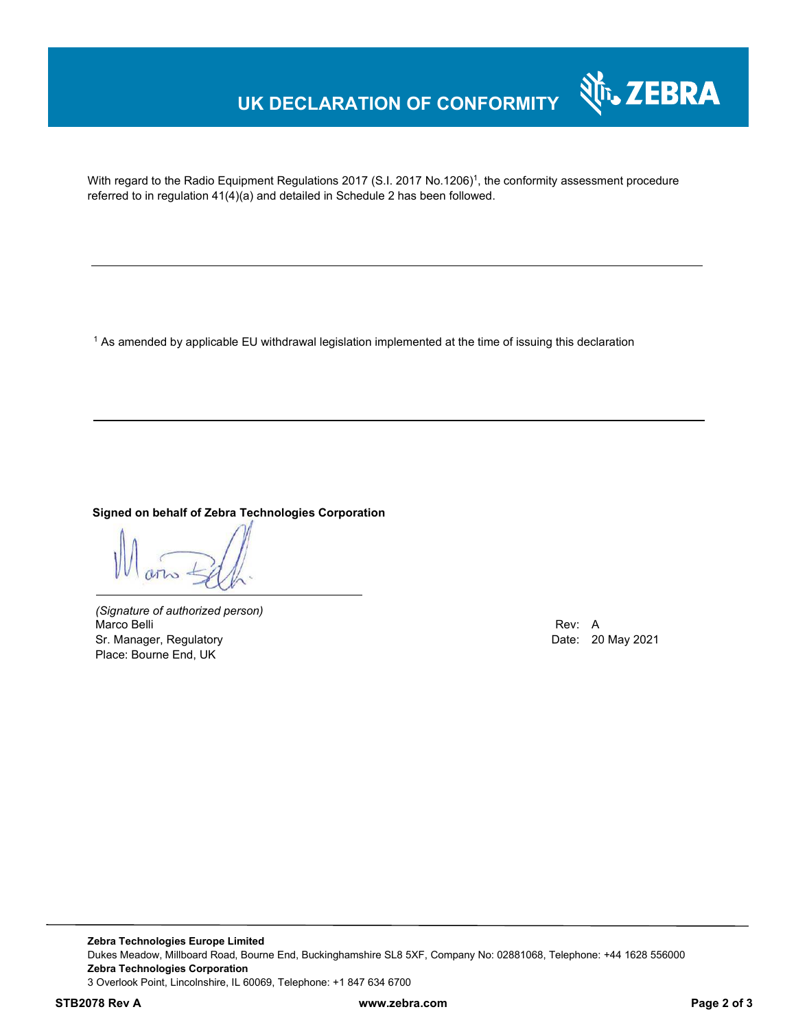# UK DECLARATION OF CONFORMITY

With regard to the Radio Equipment Regulations 2017 (S.I. 2017 No.1206)[1], the conformity assessment procedure referred to in regulation 41(4)(a) and detailed in Schedule 2 has been followed.

---

[1] As amended by applicable EU withdrawal legislation implemented at the time of issuing this declaration

---

**Signed on behalf of Zebra Technologies Corporation**

*(Signature of authorized person)*
Marco Belli
Sr. Manager, Regulatory
Place: Bourne End, UK

Rev: A
Date: 20 May 2021

---

**Zebra Technologies Europe Limited**
Dukes Meadow, Millboard Road, Bourne End, Buckinghamshire SL8 5XF, Company No: 02881068, Telephone: +44 1628 556000
**Zebra Technologies Corporation**
3 Overlook Point, Lincolnshire, IL 60069, Telephone: +1 847 634 6700

**STB2078 Rev A** **www.zebra.com**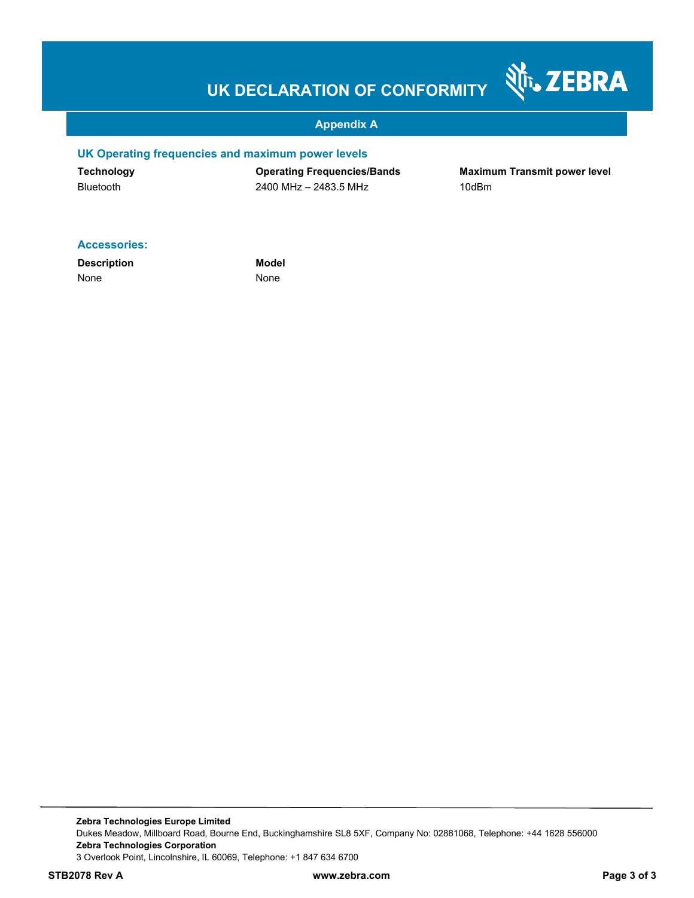# UK DECLARATION OF CONFORMITY

## Appendix A

### UK Operating frequencies and maximum power levels

| Technology | Operating Frequencies/Bands | Maximum Transmit power level |
|---|---|---|
| Bluetooth | 2400 MHz – 2483.5 MHz | 10dBm |

### Accessories:

| Description | Model |
|---|---|
| None | None |

**Zebra Technologies Europe Limited**
Dukes Meadow, Millboard Road, Bourne End, Buckinghamshire SL8 5XF, Company No: 02881068, Telephone: +44 1628 556000
**Zebra Technologies Corporation**
3 Overlook Point, Lincolnshire, IL 60069, Telephone: +1 847 634 6700

**STB2078 Rev A** **www.zebra.com**